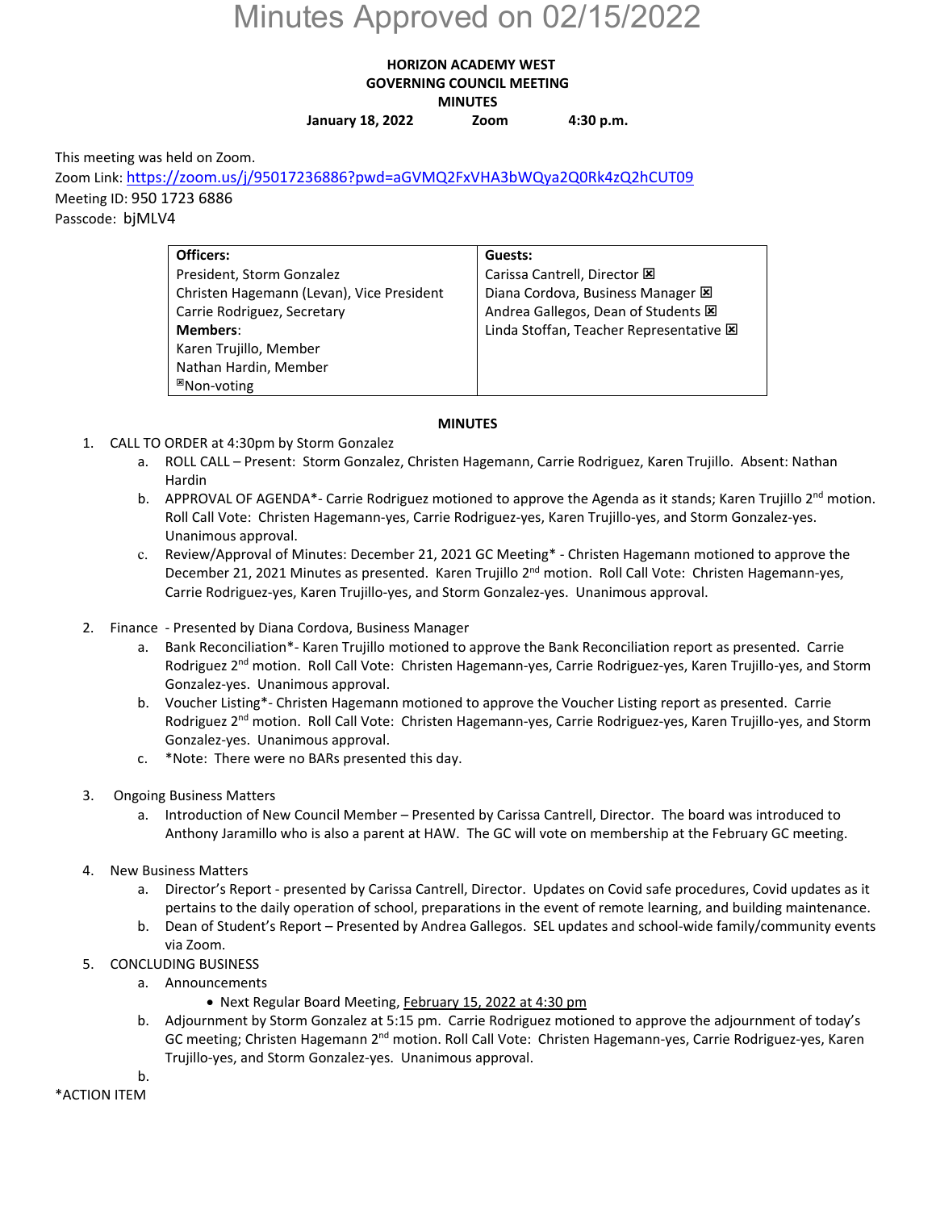# Minutes Approved on 02/15/2022

**HORIZON ACADEMY WEST**
**GOVERNING COUNCIL MEETING**
**MINUTES**
**January 18, 2022 Zoom 4:30 p.m.**

This meeting was held on Zoom.
Zoom Link: https://zoom.us/j/95017236886?pwd=aGVMQ2FxVHA3bWQya2Q0Rk4zQ2hCUT09
Meeting ID: 950 1723 6886
Passcode: bjMLV4

| **Officers:** | **Guests:** |
|---|---|
| President, Storm Gonzalez | Carissa Cantrell, Director ☒ |
| Christen Hagemann (Levan), Vice President | Diana Cordova, Business Manager ☒ |
| Carrie Rodriguez, Secretary | Andrea Gallegos, Dean of Students ☒ |
| **Members**: | Linda Stoffan, Teacher Representative ☒ |
| Karen Trujillo, Member | |
| Nathan Hardin, Member | |
| ☒Non-voting | |

**MINUTES**

1. CALL TO ORDER at 4:30pm by Storm Gonzalez
   a. ROLL CALL – Present: Storm Gonzalez, Christen Hagemann, Carrie Rodriguez, Karen Trujillo. Absent: Nathan Hardin
   b. APPROVAL OF AGENDA*- Carrie Rodriguez motioned to approve the Agenda as it stands; Karen Trujillo 2nd motion. Roll Call Vote: Christen Hagemann-yes, Carrie Rodriguez-yes, Karen Trujillo-yes, and Storm Gonzalez-yes. Unanimous approval.
   c. Review/Approval of Minutes: December 21, 2021 GC Meeting* - Christen Hagemann motioned to approve the December 21, 2021 Minutes as presented. Karen Trujillo 2nd motion. Roll Call Vote: Christen Hagemann-yes, Carrie Rodriguez-yes, Karen Trujillo-yes, and Storm Gonzalez-yes. Unanimous approval.

2. Finance - Presented by Diana Cordova, Business Manager
   a. Bank Reconciliation*- Karen Trujillo motioned to approve the Bank Reconciliation report as presented. Carrie Rodriguez 2nd motion. Roll Call Vote: Christen Hagemann-yes, Carrie Rodriguez-yes, Karen Trujillo-yes, and Storm Gonzalez-yes. Unanimous approval.
   b. Voucher Listing*- Christen Hagemann motioned to approve the Voucher Listing report as presented. Carrie Rodriguez 2nd motion. Roll Call Vote: Christen Hagemann-yes, Carrie Rodriguez-yes, Karen Trujillo-yes, and Storm Gonzalez-yes. Unanimous approval.
   c. *Note: There were no BARs presented this day.

3. Ongoing Business Matters
   a. Introduction of New Council Member – Presented by Carissa Cantrell, Director. The board was introduced to Anthony Jaramillo who is also a parent at HAW. The GC will vote on membership at the February GC meeting.

4. New Business Matters
   a. Director's Report - presented by Carissa Cantrell, Director. Updates on Covid safe procedures, Covid updates as it pertains to the daily operation of school, preparations in the event of remote learning, and building maintenance.
   b. Dean of Student's Report – Presented by Andrea Gallegos. SEL updates and school-wide family/community events via Zoom.

5. CONCLUDING BUSINESS
   a. Announcements
      - Next Regular Board Meeting, <u>February 15, 2022 at 4:30 pm</u>
   b. Adjournment by Storm Gonzalez at 5:15 pm. Carrie Rodriguez motioned to approve the adjournment of today's GC meeting; Christen Hagemann 2nd motion. Roll Call Vote: Christen Hagemann-yes, Carrie Rodriguez-yes, Karen Trujillo-yes, and Storm Gonzalez-yes. Unanimous approval.
   b.

*ACTION ITEM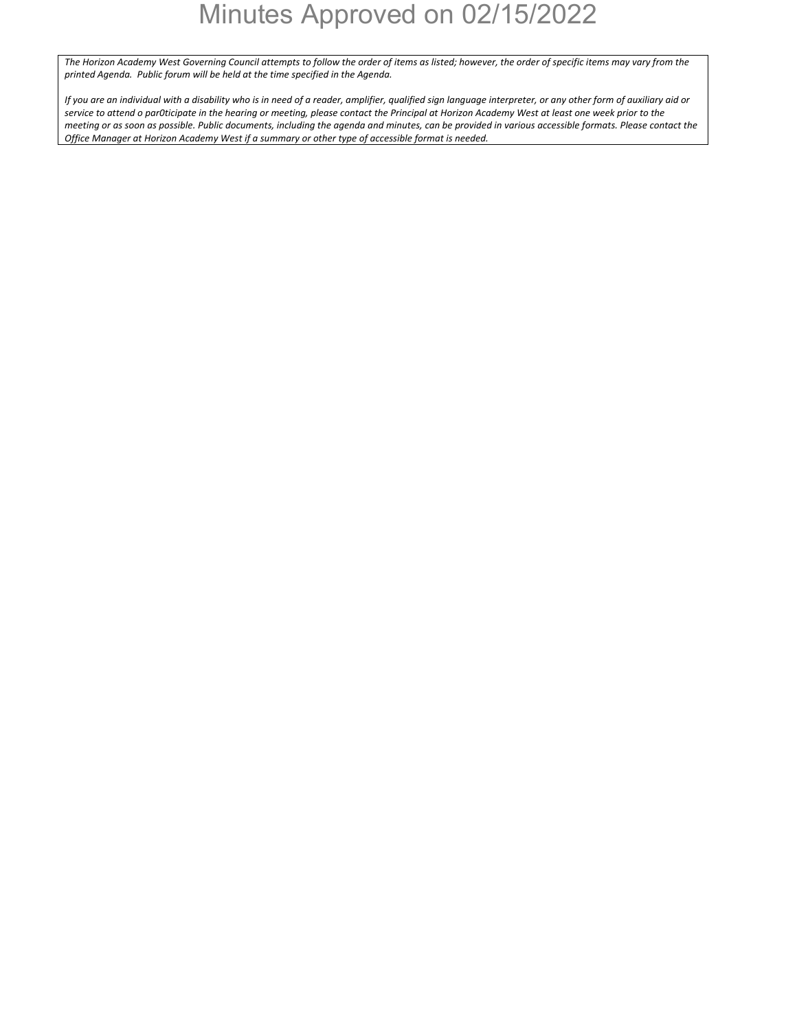*The Horizon Academy West Governing Council attempts to follow the order of items as listed; however, the order of specific items may vary from the printed Agenda. Public forum will be held at the time specified in the Agenda.*

*If you are an individual with a disability who is in need of a reader, amplifier, qualified sign language interpreter, or any other form of auxiliary aid or service to attend o par0ticipate in the hearing or meeting, please contact the Principal at Horizon Academy West at least one week prior to the meeting or as soon as possible. Public documents, including the agenda and minutes, can be provided in various accessible formats. Please contact the Office Manager at Horizon Academy West if a summary or other type of accessible format is needed.*